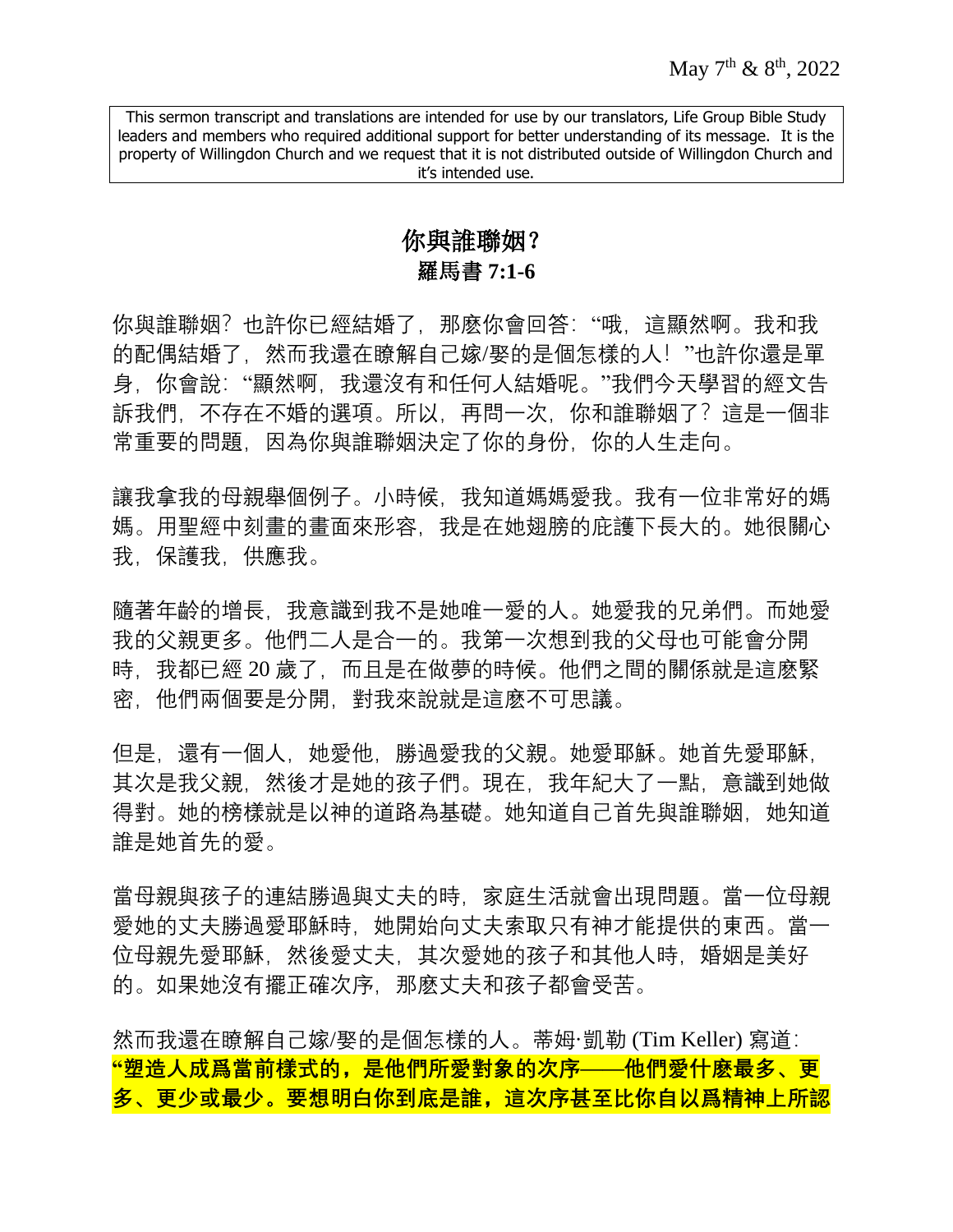May 7th & 8th, 2022

This sermon transcript and translations are intended for use by our translators, Life Group Bible Study leaders and members who required additional support for better understanding of its message. It is the property of Willingdon Church and we request that it is not distributed outside of Willingdon Church and it's intended use.

# 你與誰聯姻？
## 羅馬書 7:1-6

你與誰聯姻？也許你已經結婚了，那麽你會回答："哦，這顯然啊。我和我的配偶結婚了，然而我還在瞭解自己嫁/娶的是個怎樣的人！"也許你還是單身，你會說："顯然啊，我還沒有和任何人結婚呢。"我們今天學習的經文告訴我們，不存在不婚的選項。所以，再問一次，你和誰聯姻了？這是一個非常重要的問題，因為你與誰聯姻決定了你的身份，你的人生走向。

讓我拿我的母親舉個例子。小時候，我知道媽媽愛我。我有一位非常好的媽媽。用聖經中刻畫的畫面來形容，我是在她翅膀的庇護下長大的。她很關心我，保護我，供應我。

隨著年齡的增長，我意識到我不是她唯一愛的人。她愛我的兄弟們。而她愛我的父親更多。他們二人是合一的。我第一次想到我的父母也可能會分開時，我都已經 20 歲了，而且是在做夢的時候。他們之間的關係就是這麽緊密，他們兩個要是分開，對我來說就是這麽不可思議。

但是，還有一個人，她愛他，勝過愛我的父親。她愛耶穌。她首先愛耶穌，其次是我父親，然後才是她的孩子們。現在，我年紀大了一點，意識到她做得對。她的榜樣就是以神的道路為基礎。她知道自己首先與誰聯姻，她知道誰是她首先的愛。

當母親與孩子的連結勝過與丈夫的時，家庭生活就會出現問題。當一位母親愛她的丈夫勝過愛耶穌時，她開始向丈夫索取只有神才能提供的東西。當一位母親先愛耶穌，然後愛丈夫，其次愛她的孩子和其他人時，婚姻是美好的。如果她沒有擺正確次序，那麽丈夫和孩子都會受苦。

然而我還在瞭解自己嫁/娶的是個怎樣的人。蒂姆·凱勒 (Tim Keller) 寫道：**"塑造人成爲當前樣式的，是他們所愛對象的次序——他們愛什麽最多、更多、更少或最少。要想明白你到底是誰，這次序甚至比你自以爲精神上所認**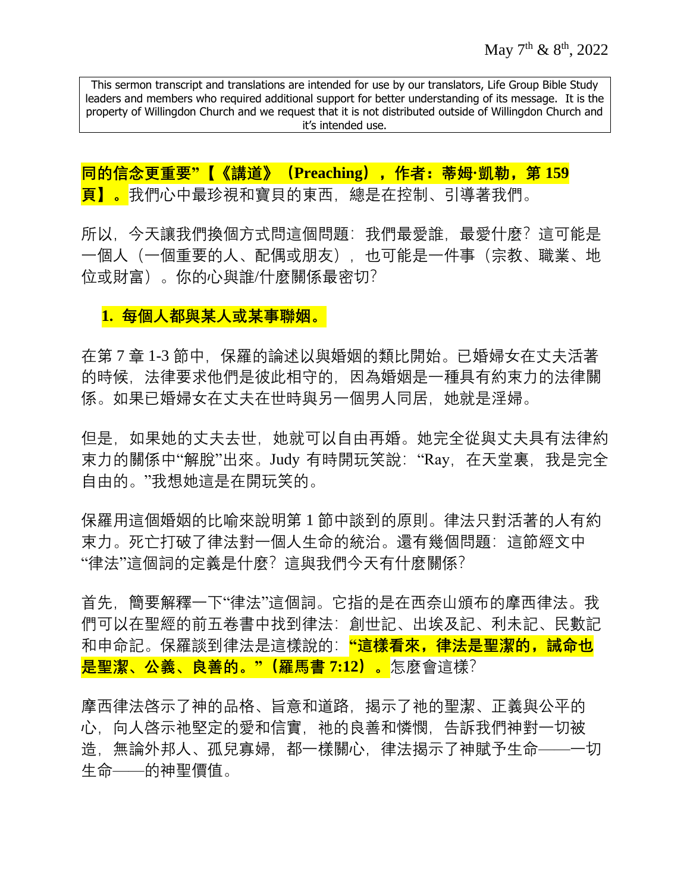May 7th & 8th, 2022

This sermon transcript and translations are intended for use by our translators, Life Group Bible Study leaders and members who required additional support for better understanding of its message. It is the property of Willingdon Church and we request that it is not distributed outside of Willingdon Church and it's intended use.

**同的信念更重要"【《講道》（Preaching），作者：蒂姆·凱勒，第 159 頁】。**我們心中最珍視和寶貝的東西，總是在控制、引導著我們。

所以，今天讓我們換個方式問這個問題：我們最愛誰，最愛什麼？這可能是一個人（一個重要的人、配偶或朋友），也可能是一件事（宗教、職業、地位或財富）。你的心與誰/什麼關係最密切？

**1. 每個人都與某人或某事聯姻。**

在第 7 章 1-3 節中，保羅的論述以與婚姻的類比開始。已婚婦女在丈夫活著的時候，法律要求他們是彼此相守的，因為婚姻是一種具有約束力的法律關係。如果已婚婦女在丈夫在世時與另一個男人同居，她就是淫婦。

但是，如果她的丈夫去世，她就可以自由再婚。她完全從與丈夫具有法律約束力的關係中"解脫"出來。Judy 有時開玩笑說："Ray，在天堂裏，我是完全自由的。"我想她這是在開玩笑的。

保羅用這個婚姻的比喻來說明第 1 節中談到的原則。律法只對活著的人有約束力。死亡打破了律法對一個人生命的統治。還有幾個問題：這節經文中"律法"這個詞的定義是什麼？這與我們今天有什麼關係？

首先，簡要解釋一下"律法"這個詞。它指的是在西奈山頒布的摩西律法。我們可以在聖經的前五卷書中找到律法：創世記、出埃及記、利未記、民數記和申命記。保羅談到律法是這樣說的：**"這樣看來，律法是聖潔的，誡命也是聖潔、公義、良善的。"（羅馬書 7:12）。**怎麼會這樣？

摩西律法啓示了神的品格、旨意和道路，揭示了祂的聖潔、正義與公平的心，向人啓示祂堅定的愛和信實，祂的良善和憐憫，告訴我們神對一切被造，無論外邦人、孤兒寡婦，都一樣關心，律法揭示了神賦予生命——一切生命——的神聖價值。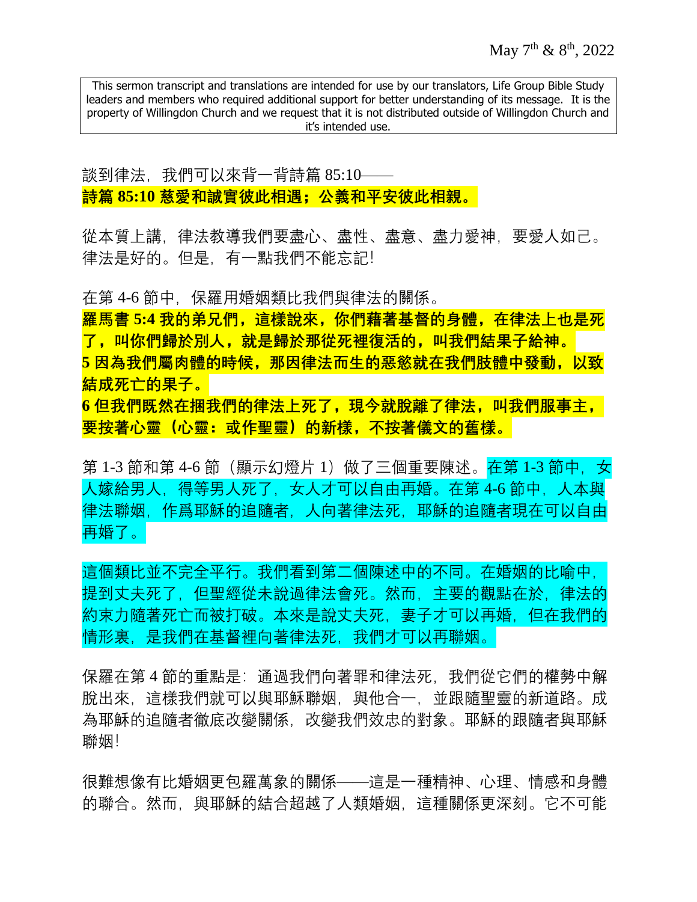May 7th & 8th, 2022

This sermon transcript and translations are intended for use by our translators, Life Group Bible Study leaders and members who required additional support for better understanding of its message. It is the property of Willingdon Church and we request that it is not distributed outside of Willingdon Church and it's intended use.

談到律法，我們可以來背一背詩篇 85:10——

**詩篇 85:10 慈愛和誠實彼此相遇；公義和平安彼此相親。**

從本質上講，律法教導我們要盡心、盡性、盡意、盡力愛神，要愛人如己。律法是好的。但是，有一點我們不能忘記!

在第 4-6 節中，保羅用婚姻類比我們與律法的關係。

**羅馬書 5:4 我的弟兄們，這樣說來，你們藉著基督的身體，在律法上也是死了，叫你們歸於別人，就是歸於那從死裡復活的，叫我們結果子給神。**
**5 因為我們屬肉體的時候，那因律法而生的惡慾就在我們肢體中發動，以致結成死亡的果子。**
**6 但我們既然在捆我們的律法上死了，現今就脫離了律法，叫我們服事主，要按著心靈（心靈：或作聖靈）的新樣，不按著儀文的舊樣。**

第 1-3 節和第 4-6 節（顯示幻燈片 1）做了三個重要陳述。在第 1-3 節中，女人嫁給男人，得等男人死了，女人才可以自由再婚。在第 4-6 節中，人本與律法聯姻，作爲耶穌的追隨者，人向著律法死，耶穌的追隨者現在可以自由再婚了。

這個類比並不完全平行。我們看到第二個陳述中的不同。在婚姻的比喻中，提到丈夫死了，但聖經從未說過律法會死。然而，主要的觀點在於，律法的約束力隨著死亡而被打破。本來是說丈夫死，妻子才可以再婚，但在我們的情形裏，是我們在基督裡向著律法死，我們才可以再聯姻。

保羅在第 4 節的重點是：通過我們向著罪和律法死，我們從它們的權勢中解脫出來，這樣我們就可以與耶穌聯姻，與他合一，並跟隨聖靈的新道路。成為耶穌的追隨者徹底改變關係，改變我們效忠的對象。耶穌的跟隨者與耶穌聯姻!

很難想像有比婚姻更包羅萬象的關係——這是一種精神、心理、情感和身體的聯合。然而，與耶穌的結合超越了人類婚姻，這種關係更深刻。它不可能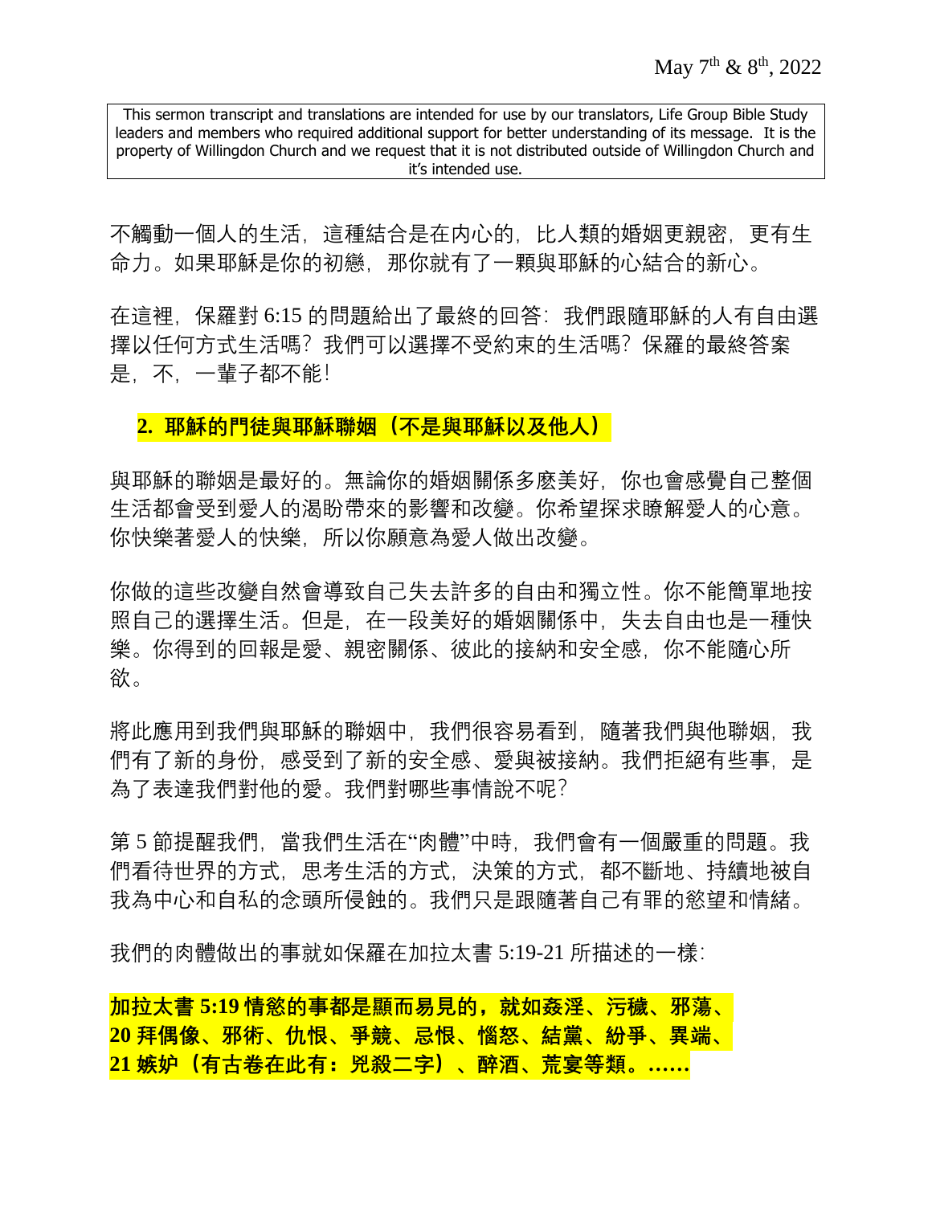May 7th & 8th, 2022

This sermon transcript and translations are intended for use by our translators, Life Group Bible Study leaders and members who required additional support for better understanding of its message. It is the property of Willingdon Church and we request that it is not distributed outside of Willingdon Church and it's intended use.

不觸動一個人的生活，這種結合是在內心的，比人類的婚姻更親密，更有生命力。如果耶穌是你的初戀，那你就有了一顆與耶穌的心結合的新心。

在這裡，保羅對 6:15 的問題給出了最終的回答：我們跟隨耶穌的人有自由選擇以任何方式生活嗎？我們可以選擇不受約束的生活嗎？保羅的最終答案是，不，一輩子都不能！

**2. 耶穌的門徒與耶穌聯姻（不是與耶穌以及他人）**

與耶穌的聯姻是最好的。無論你的婚姻關係多麽美好，你也會感覺自己整個生活都會受到愛人的渴盼帶來的影響和改變。你希望探求瞭解愛人的心意。你快樂著愛人的快樂，所以你願意為愛人做出改變。

你做的這些改變自然會導致自己失去許多的自由和獨立性。你不能簡單地按照自己的選擇生活。但是，在一段美好的婚姻關係中，失去自由也是一種快樂。你得到的回報是愛、親密關係、彼此的接納和安全感，你不能隨心所欲。

將此應用到我們與耶穌的聯姻中，我們很容易看到，隨著我們與他聯姻，我們有了新的身份，感受到了新的安全感、愛與被接納。我們拒絕有些事，是為了表達我們對他的愛。我們對哪些事情說不呢？

第 5 節提醒我們，當我們生活在“肉體”中時，我們會有一個嚴重的問題。我們看待世界的方式，思考生活的方式，決策的方式，都不斷地、持續地被自我為中心和自私的念頭所侵蝕的。我們只是跟隨著自己有罪的慾望和情緒。

我們的肉體做出的事就如保羅在加拉太書 5:19-21 所描述的一樣：

**加拉太書 5:19 情慾的事都是顯而易見的，就如姦淫、污穢、邪蕩、**
**20 拜偶像、邪術、仇恨、爭競、忌恨、惱怒、結黨、紛爭、異端、**
**21 嫉妒（有古卷在此有：兇殺二字）、醉酒、荒宴等類。……**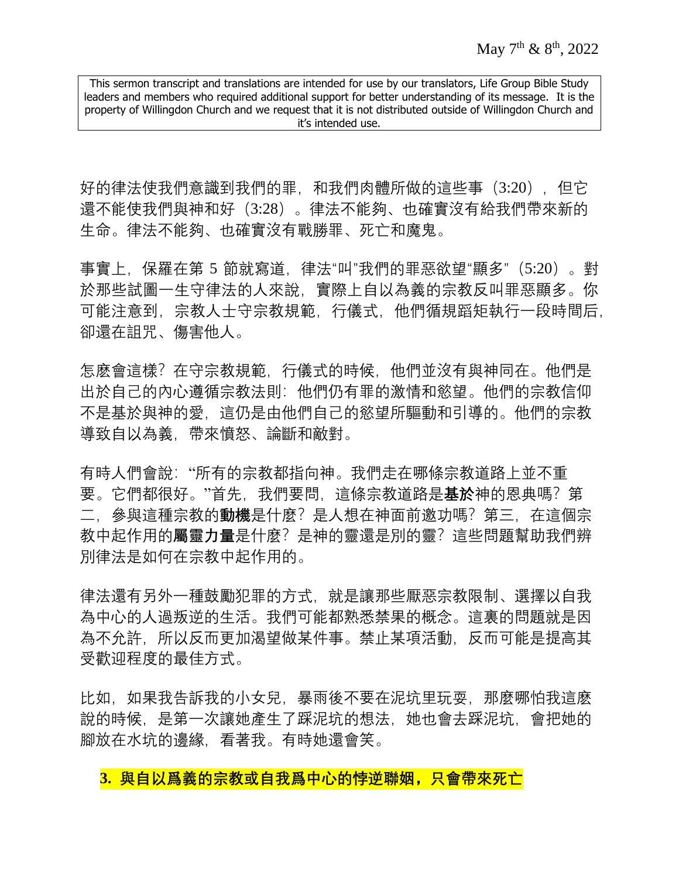May 7th & 8th, 2022

This sermon transcript and translations are intended for use by our translators, Life Group Bible Study leaders and members who required additional support for better understanding of its message. It is the property of Willingdon Church and we request that it is not distributed outside of Willingdon Church and it's intended use.

好的律法使我們意識到我們的罪，和我們肉體所做的這些事（3:20），但它還不能使我們與神和好（3:28）。律法不能夠、也確實沒有給我們帶來新的生命。律法不能夠、也確實沒有戰勝罪、死亡和魔鬼。

事實上，保羅在第 5 節就寫道，律法"叫"我們的罪惡欲望"顯多"（5:20）。對於那些試圖一生守律法的人來說，實際上自以為義的宗教反叫罪惡顯多。你可能注意到，宗教人士守宗教規範，行儀式，他們循規蹈矩執行一段時間后，卻還在詛咒、傷害他人。

怎麽會這樣？在守宗教規範，行儀式的時候，他們並沒有與神同在。他們是出於自己的內心遵循宗教法則：他們仍有罪的激情和慾望。他們的宗教信仰不是基於與神的愛，這仍是由他們自己的慾望所驅動和引導的。他們的宗教導致自以為義，帶來憤怒、論斷和敵對。

有時人們會說："所有的宗教都指向神。我們走在哪條宗教道路上並不重要。它們都很好。"首先，我們要問，這條宗教道路是**基於**神的恩典嗎？第二，參與這種宗教的**動機**是什麼？是人想在神面前邀功嗎？第三，在這個宗教中起作用的**屬靈力量**是什麼？是神的靈還是別的靈？這些問題幫助我們辨別律法是如何在宗教中起作用的。

律法還有另外一種鼓勵犯罪的方式，就是讓那些厭惡宗教限制、選擇以自我為中心的人過叛逆的生活。我們可能都熟悉禁果的概念。這裏的問題就是因為不允許，所以反而更加渴望做某件事。禁止某項活動，反而可能是提高其受歡迎程度的最佳方式。

比如，如果我告訴我的小女兒，暴雨後不要在泥坑里玩耍，那麼哪怕我這麽說的時候，是第一次讓她產生了踩泥坑的想法，她也會去踩泥坑，會把她的腳放在水坑的邊緣，看著我。有時她還會笑。

### **3. 與自以爲義的宗教或自我爲中心的悖逆聯姻，只會帶來死亡**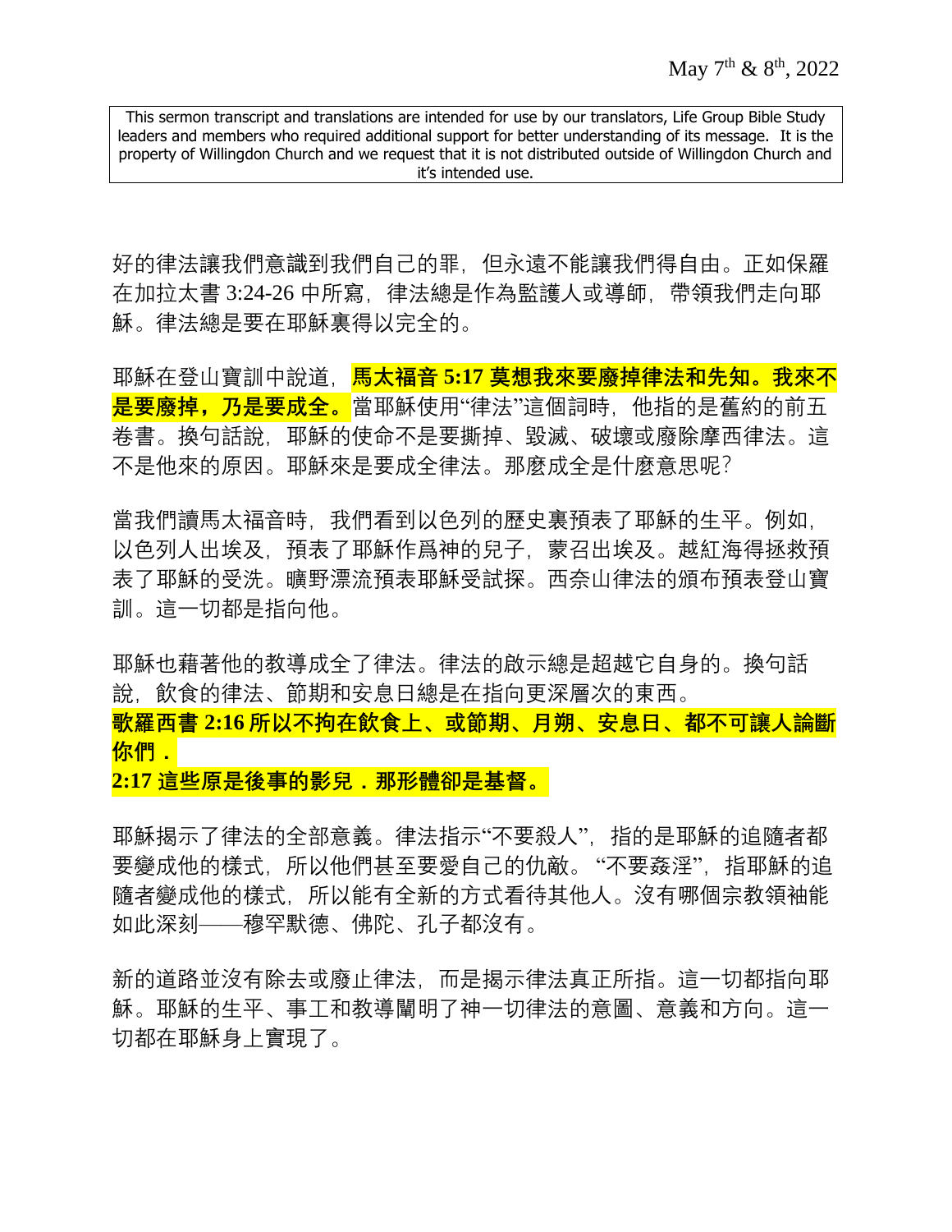May 7th & 8th, 2022

This sermon transcript and translations are intended for use by our translators, Life Group Bible Study leaders and members who required additional support for better understanding of its message. It is the property of Willingdon Church and we request that it is not distributed outside of Willingdon Church and it's intended use.

好的律法讓我們意識到我們自己的罪，但永遠不能讓我們得自由。正如保羅在加拉太書 3:24-26 中所寫，律法總是作為監護人或導師，帶領我們走向耶穌。律法總是要在耶穌裏得以完全的。

耶穌在登山寶訓中說道，**馬太福音 5:17 莫想我來要廢掉律法和先知。我來不是要廢掉，乃是要成全。**當耶穌使用"律法"這個詞時，他指的是舊約的前五卷書。換句話說，耶穌的使命不是要撕掉、毀滅、破壞或廢除摩西律法。這不是他來的原因。耶穌來是要成全律法。那麼成全是什麼意思呢?

當我們讀馬太福音時，我們看到以色列的歷史裏預表了耶穌的生平。例如，以色列人出埃及，預表了耶穌作爲神的兒子，蒙召出埃及。越紅海得拯救預表了耶穌的受洗。曠野漂流預表耶穌受試探。西奈山律法的頒布預表登山寶訓。這一切都是指向他。

耶穌也藉著他的教導成全了律法。律法的啟示總是超越它自身的。換句話說，飲食的律法、節期和安息日總是在指向更深層次的東西。

**歌羅西書 2:16 所以不拘在飲食上、或節期、月朔、安息日、都不可讓人論斷你們．**
**2:17 這些原是後事的影兒．那形體卻是基督。**

耶穌揭示了律法的全部意義。律法指示"不要殺人"，指的是耶穌的追隨者都要變成他的樣式，所以他們甚至要愛自己的仇敵。"不要姦淫"，指耶穌的追隨者變成他的樣式，所以能有全新的方式看待其他人。沒有哪個宗教領袖能如此深刻——穆罕默德、佛陀、孔子都沒有。

新的道路並沒有除去或廢止律法，而是揭示律法真正所指。這一切都指向耶穌。耶穌的生平、事工和教導闡明了神一切律法的意圖、意義和方向。這一切都在耶穌身上實現了。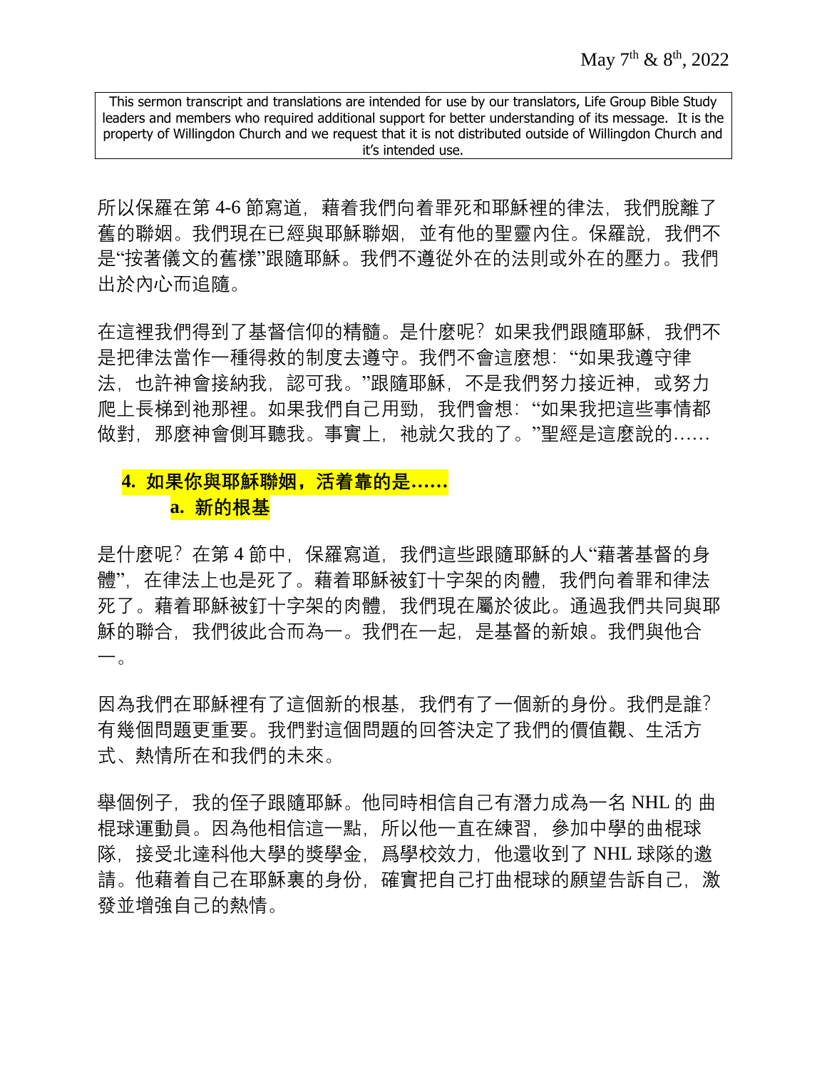May 7th & 8th, 2022

This sermon transcript and translations are intended for use by our translators, Life Group Bible Study leaders and members who required additional support for better understanding of its message. It is the property of Willingdon Church and we request that it is not distributed outside of Willingdon Church and it's intended use.

所以保羅在第 4-6 節寫道，藉着我們向着罪死和耶穌裡的律法，我們脫離了舊的聯姻。我們現在已經與耶穌聯姻，並有他的聖靈內住。保羅說，我們不是"按著儀文的舊樣"跟隨耶穌。我們不遵從外在的法則或外在的壓力。我們出於內心而追隨。

在這裡我們得到了基督信仰的精髓。是什麼呢？如果我們跟隨耶穌，我們不是把律法當作一種得救的制度去遵守。我們不會這麼想："如果我遵守律法，也許神會接納我，認可我。"跟隨耶穌，不是我們努力接近神，或努力爬上長梯到祂那裡。如果我們自己用勁，我們會想："如果我把這些事情都做對，那麼神會側耳聽我。事實上，祂就欠我的了。"聖經是這麼說的……

**4. 如果你與耶穌聯姻，活着靠的是……**

**a. 新的根基**

是什麼呢？在第 4 節中，保羅寫道，我們這些跟隨耶穌的人"藉著基督的身體"，在律法上也是死了。藉着耶穌被釘十字架的肉體，我們向着罪和律法死了。藉着耶穌被釘十字架的肉體，我們現在屬於彼此。通過我們共同與耶穌的聯合，我們彼此合而為一。我們在一起，是基督的新娘。我們與他合一。

因為我們在耶穌裡有了這個新的根基，我們有了一個新的身份。我們是誰？有幾個問題更重要。我們對這個問題的回答決定了我們的價值觀、生活方式、熱情所在和我們的未來。

舉個例子，我的侄子跟隨耶穌。他同時相信自己有潛力成為一名 NHL 的 曲棍球運動員。因為他相信這一點，所以他一直在練習，參加中學的曲棍球隊，接受北達科他大學的獎學金，爲學校效力，他還收到了 NHL 球隊的邀請。他藉着自己在耶穌裏的身份，確實把自己打曲棍球的願望告訴自己，激發並增強自己的熱情。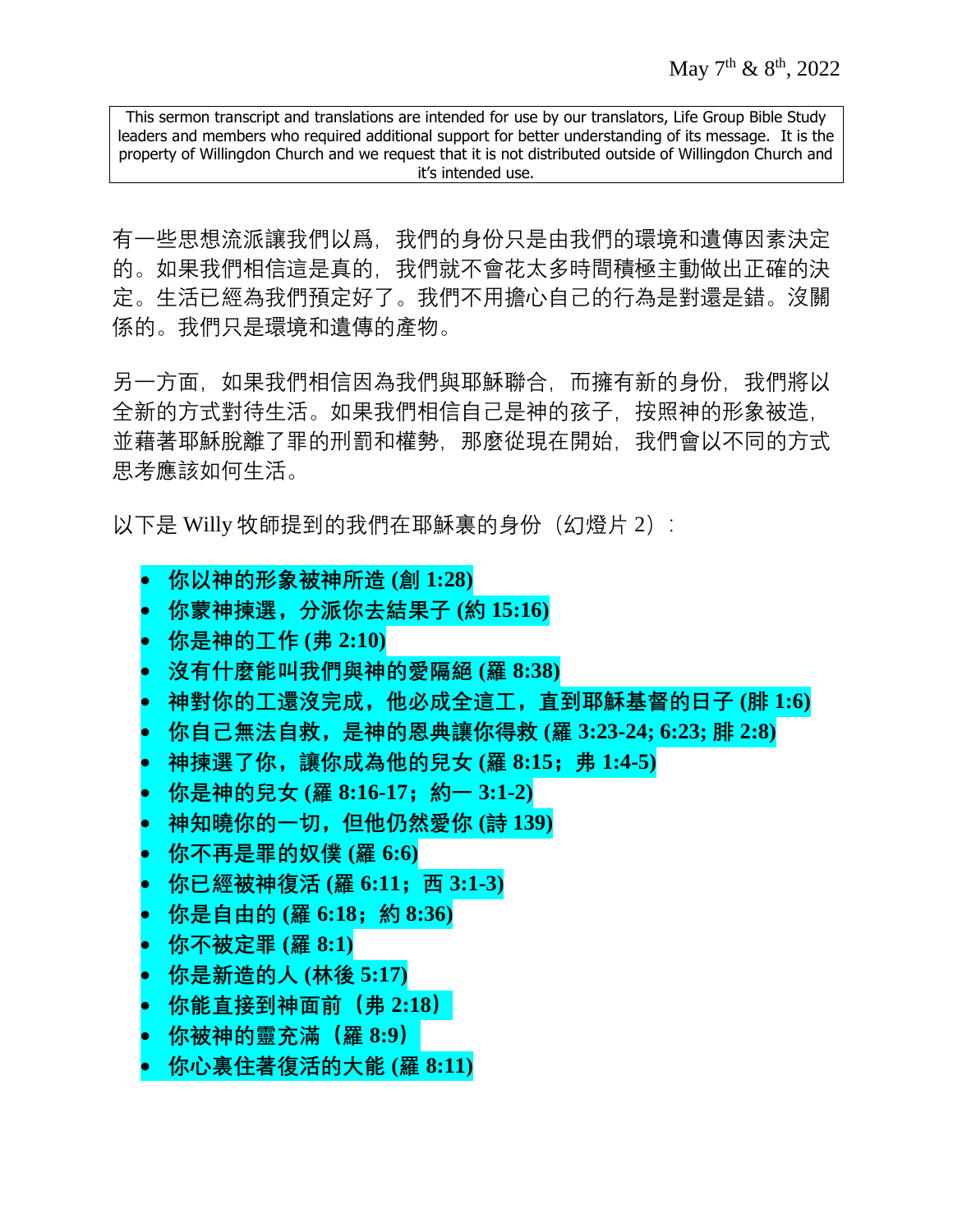May 7th & 8th, 2022

This sermon transcript and translations are intended for use by our translators, Life Group Bible Study leaders and members who required additional support for better understanding of its message. It is the property of Willingdon Church and we request that it is not distributed outside of Willingdon Church and it's intended use.

有一些思想流派讓我們以爲，我們的身份只是由我們的環境和遺傳因素決定的。如果我們相信這是真的，我們就不會花太多時間積極主動做出正確的決定。生活已經為我們預定好了。我們不用擔心自己的行為是對還是錯。沒關係的。我們只是環境和遺傳的產物。

另一方面，如果我們相信因為我們與耶穌聯合，而擁有新的身份，我們將以全新的方式對待生活。如果我們相信自己是神的孩子，按照神的形象被造，並藉著耶穌脫離了罪的刑罰和權勢，那麼從現在開始，我們會以不同的方式思考應該如何生活。

以下是 Willy 牧師提到的我們在耶穌裏的身份（幻燈片 2）：

- **你以神的形象被神所造 (創 1:28)**
- **你蒙神揀選，分派你去結果子 (約 15:16)**
- **你是神的工作 (弗 2:10)**
- **沒有什麼能叫我們與神的愛隔絕 (羅 8:38)**
- **神對你的工還沒完成，他必成全這工，直到耶穌基督的日子 (腓 1:6)**
- **你自己無法自救，是神的恩典讓你得救 (羅 3:23-24; 6:23; 腓 2:8)**
- **神揀選了你，讓你成為他的兒女 (羅 8:15；弗 1:4-5)**
- **你是神的兒女 (羅 8:16-17；約一 3:1-2)**
- **神知曉你的一切，但他仍然愛你 (詩 139)**
- **你不再是罪的奴僕 (羅 6:6)**
- **你已經被神復活 (羅 6:11；西 3:1-3)**
- **你是自由的 (羅 6:18；約 8:36)**
- **你不被定罪 (羅 8:1)**
- **你是新造的人 (林後 5:17)**
- **你能直接到神面前（弗 2:18）**
- **你被神的靈充滿（羅 8:9）**
- **你心裏住著復活的大能 (羅 8:11)**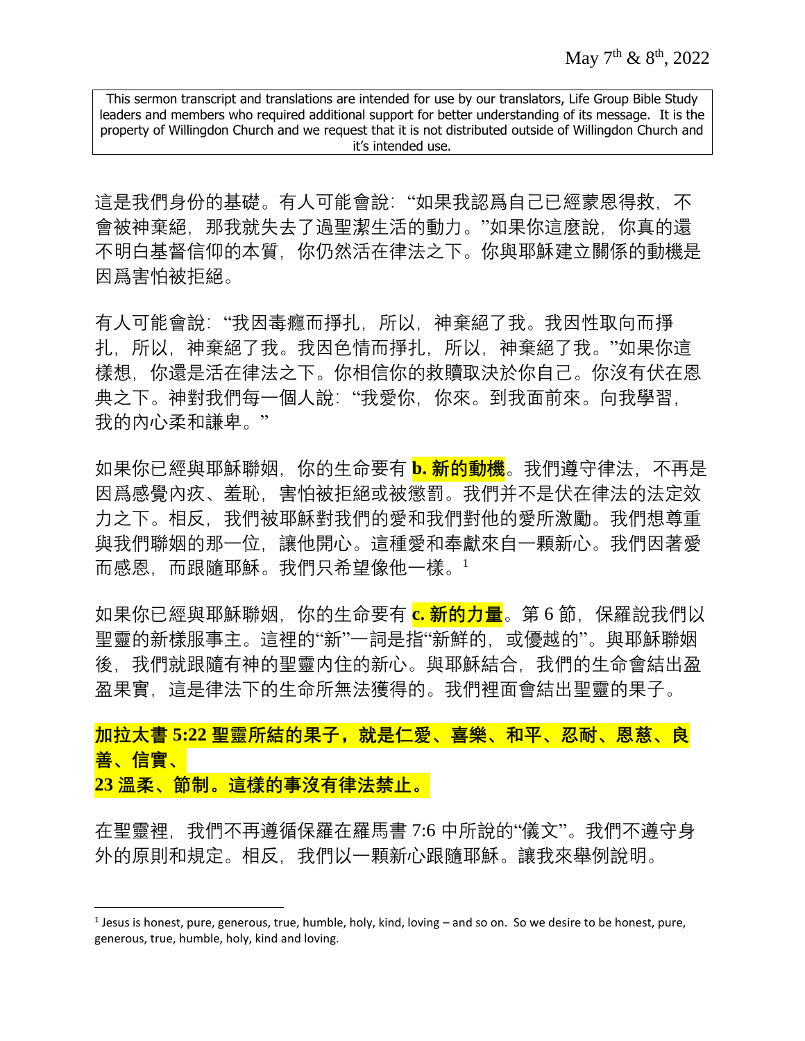May 7th & 8th, 2022

This sermon transcript and translations are intended for use by our translators, Life Group Bible Study leaders and members who required additional support for better understanding of its message. It is the property of Willingdon Church and we request that it is not distributed outside of Willingdon Church and it's intended use.

這是我們身份的基礎。有人可能會說："如果我認爲自己已經蒙恩得救，不會被神棄絕，那我就失去了過聖潔生活的動力。"如果你這麼說，你真的還不明白基督信仰的本質，你仍然活在律法之下。你與耶穌建立關係的動機是因爲害怕被拒絕。

有人可能會說："我因毒癮而掙扎，所以，神棄絕了我。我因性取向而掙扎，所以，神棄絕了我。我因色情而掙扎，所以，神棄絕了我。"如果你這樣想，你還是活在律法之下。你相信你的救贖取決於你自己。你沒有伏在恩典之下。神對我們每一個人說："我愛你，你來。到我面前來。向我學習，我的內心柔和謙卑。"

如果你已經與耶穌聯姻，你的生命要有 **b. 新的動機**。我們遵守律法，不再是因爲感覺內疚、羞恥，害怕被拒絕或被懲罰。我們并不是伏在律法的法定效力之下。相反，我們被耶穌對我們的愛和我們對他的愛所激勵。我們想尊重與我們聯姻的那一位，讓他開心。這種愛和奉獻來自一顆新心。我們因著愛而感恩，而跟隨耶穌。我們只希望像他一樣。[1]

如果你已經與耶穌聯姻，你的生命要有 **c. 新的力量**。第 6 節，保羅說我們以聖靈的新樣服事主。這裡的"新"一詞是指"新鮮的，或優越的"。與耶穌聯姻後，我們就跟隨有神的聖靈內住的新心。與耶穌結合，我們的生命會結出盈盈果實，這是律法下的生命所無法獲得的。我們裡面會結出聖靈的果子。

**加拉太書 5:22 聖靈所結的果子，就是仁愛、喜樂、和平、忍耐、恩慈、良善、信實、**
**23 溫柔、節制。這樣的事沒有律法禁止。**

在聖靈裡，我們不再遵循保羅在羅馬書 7:6 中所說的"儀文"。我們不遵守身外的原則和規定。相反，我們以一顆新心跟隨耶穌。讓我來舉例說明。

[1] Jesus is honest, pure, generous, true, humble, holy, kind, loving – and so on. So we desire to be honest, pure, generous, true, humble, holy, kind and loving.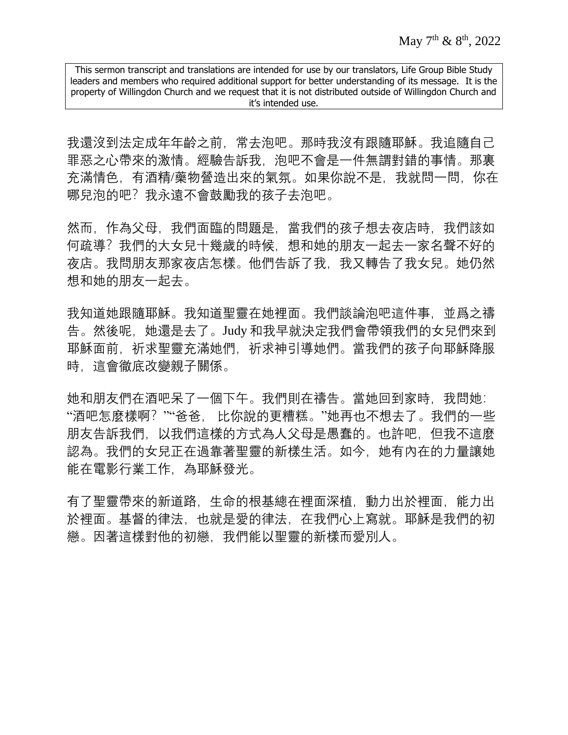May 7th & 8th, 2022

This sermon transcript and translations are intended for use by our translators, Life Group Bible Study leaders and members who required additional support for better understanding of its message. It is the property of Willingdon Church and we request that it is not distributed outside of Willingdon Church and it's intended use.

我還沒到法定成年年齡之前，常去泡吧。那時我沒有跟隨耶穌。我追隨自己罪惡之心帶來的激情。經驗告訴我，泡吧不會是一件無謂對錯的事情。那裏充滿情色，有酒精/藥物營造出來的氣氛。如果你說不是，我就問一問，你在哪兒泡的吧？我永遠不會鼓勵我的孩子去泡吧。

然而，作為父母，我們面臨的問題是，當我們的孩子想去夜店時，我們該如何疏導？我們的大女兒十幾歲的時候，想和她的朋友一起去一家名聲不好的夜店。我問朋友那家夜店怎樣。他們告訴了我，我又轉告了我女兒。她仍然想和她的朋友一起去。

我知道她跟隨耶穌。我知道聖靈在她裡面。我們談論泡吧這件事，並爲之禱告。然後呢，她還是去了。Judy 和我早就決定我們會帶領我們的女兒們來到耶穌面前，祈求聖靈充滿她們，祈求神引導她們。當我們的孩子向耶穌降服時，這會徹底改變親子關係。

她和朋友們在酒吧呆了一個下午。我們則在禱告。當她回到家時，我問她："酒吧怎麼樣啊？""爸爸，比你說的更糟糕。"她再也不想去了。我們的一些朋友告訴我們，以我們這樣的方式為人父母是愚蠢的。也許吧，但我不這麼認為。我們的女兒正在過靠著聖靈的新樣生活。如今，她有內在的力量讓她能在電影行業工作，為耶穌發光。

有了聖靈帶來的新道路，生命的根基總在裡面深植，動力出於裡面，能力出於裡面。基督的律法，也就是愛的律法，在我們心上寫就。耶穌是我們的初戀。因著這樣對他的初戀，我們能以聖靈的新樣而愛別人。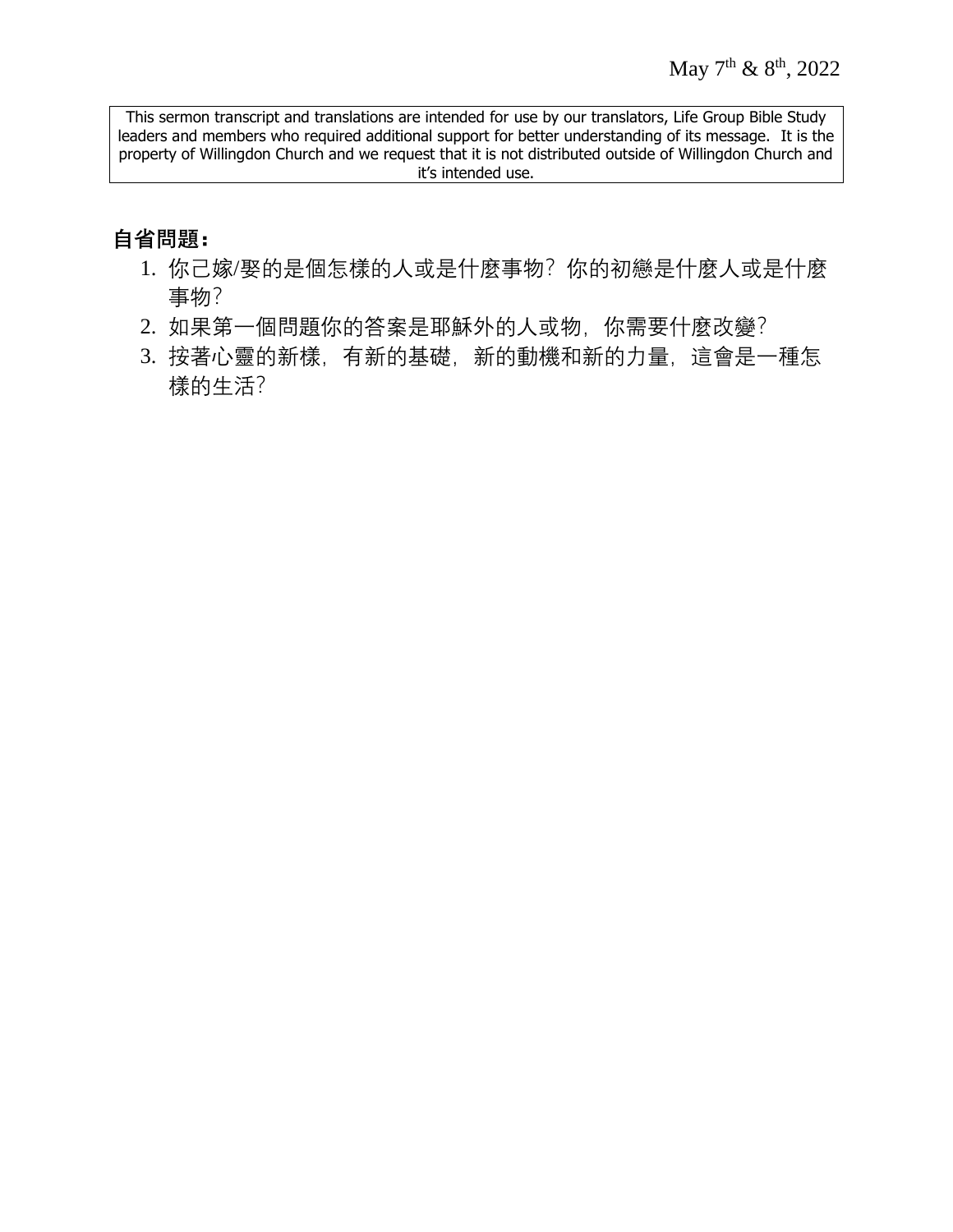May 7th & 8th, 2022

This sermon transcript and translations are intended for use by our translators, Life Group Bible Study leaders and members who required additional support for better understanding of its message. It is the property of Willingdon Church and we request that it is not distributed outside of Willingdon Church and it's intended use.

**自省問題：**

1. 你己嫁/娶的是個怎樣的人或是什麼事物? 你的初戀是什麼人或是什麼事物?
2. 如果第一個問題你的答案是耶穌外的人或物，你需要什麼改變?
3. 按著心靈的新樣，有新的基礎，新的動機和新的力量，這會是一種怎樣的生活?